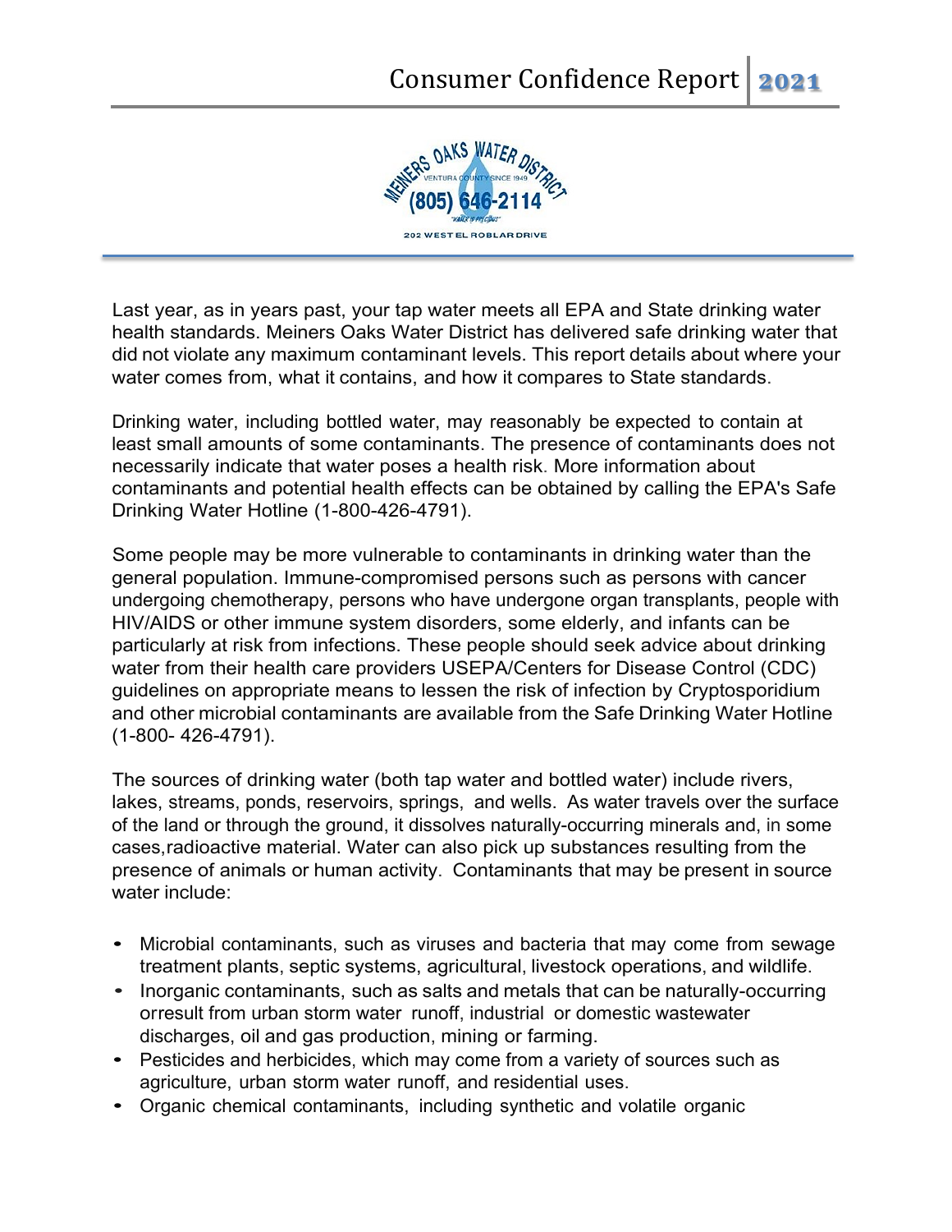# Consumer Confidence Report 2021

MEINERS OAKS WATER DISTRICT
VENTURA COUNTY SINCE 1949
(805) 646-2114
"WATER IS PRECIOUS"
202 WEST EL ROBLAR DRIVE

Last year, as in years past, your tap water meets all EPA and State drinking water health standards. Meiners Oaks Water District has delivered safe drinking water that did not violate any maximum contaminant levels. This report details about where your water comes from, what it contains, and how it compares to State standards.

Drinking water, including bottled water, may reasonably be expected to contain at least small amounts of some contaminants. The presence of contaminants does not necessarily indicate that water poses a health risk. More information about contaminants and potential health effects can be obtained by calling the EPA's Safe Drinking Water Hotline (1-800-426-4791).

Some people may be more vulnerable to contaminants in drinking water than the general population. Immune-compromised persons such as persons with cancer undergoing chemotherapy, persons who have undergone organ transplants, people with HIV/AIDS or other immune system disorders, some elderly, and infants can be particularly at risk from infections. These people should seek advice about drinking water from their health care providers USEPA/Centers for Disease Control (CDC) guidelines on appropriate means to lessen the risk of infection by Cryptosporidium and other microbial contaminants are available from the Safe Drinking Water Hotline (1-800- 426-4791).

The sources of drinking water (both tap water and bottled water) include rivers, lakes, streams, ponds, reservoirs, springs, and wells. As water travels over the surface of the land or through the ground, it dissolves naturally-occurring minerals and, in some cases,radioactive material. Water can also pick up substances resulting from the presence of animals or human activity. Contaminants that may be present in source water include:

- Microbial contaminants, such as viruses and bacteria that may come from sewage treatment plants, septic systems, agricultural, livestock operations, and wildlife.
- Inorganic contaminants, such as salts and metals that can be naturally-occurring orresult from urban storm water runoff, industrial or domestic wastewater discharges, oil and gas production, mining or farming.
- Pesticides and herbicides, which may come from a variety of sources such as agriculture, urban storm water runoff, and residential uses.
- Organic chemical contaminants, including synthetic and volatile organic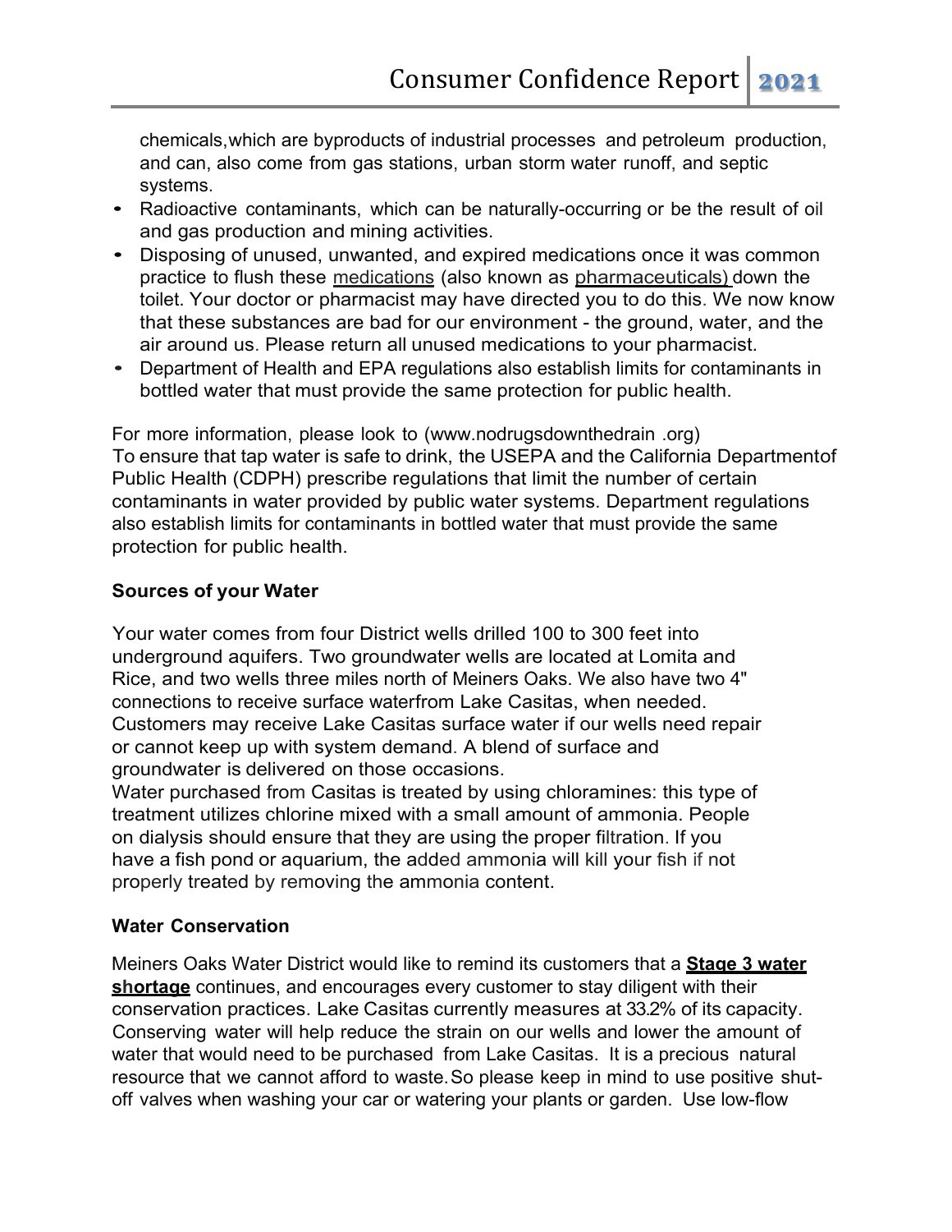chemicals,which are byproducts of industrial processes and petroleum production, and can, also come from gas stations, urban storm water runoff, and septic systems.

- Radioactive contaminants, which can be naturally-occurring or be the result of oil and gas production and mining activities.
- Disposing of unused, unwanted, and expired medications once it was common practice to flush these medications (also known as pharmaceuticals) down the toilet. Your doctor or pharmacist may have directed you to do this. We now know that these substances are bad for our environment - the ground, water, and the air around us. Please return all unused medications to your pharmacist.
- Department of Health and EPA regulations also establish limits for contaminants in bottled water that must provide the same protection for public health.

For more information, please look to (www.nodrugsdownthedrain .org)
To ensure that tap water is safe to drink, the USEPA and the California Departmentof Public Health (CDPH) prescribe regulations that limit the number of certain contaminants in water provided by public water systems. Department regulations also establish limits for contaminants in bottled water that must provide the same protection for public health.

### Sources of your Water

Your water comes from four District wells drilled 100 to 300 feet into underground aquifers. Two groundwater wells are located at Lomita and Rice, and two wells three miles north of Meiners Oaks. We also have two 4" connections to receive surface waterfrom Lake Casitas, when needed. Customers may receive Lake Casitas surface water if our wells need repair or cannot keep up with system demand. A blend of surface and groundwater is delivered on those occasions.
Water purchased from Casitas is treated by using chloramines: this type of treatment utilizes chlorine mixed with a small amount of ammonia. People on dialysis should ensure that they are using the proper filtration. If you have a fish pond or aquarium, the added ammonia will kill your fish if not properly treated by removing the ammonia content.

### Water Conservation

Meiners Oaks Water District would like to remind its customers that a **Stage 3 water shortage** continues, and encourages every customer to stay diligent with their conservation practices. Lake Casitas currently measures at 33.2% of its capacity. Conserving water will help reduce the strain on our wells and lower the amount of water that would need to be purchased from Lake Casitas. It is a precious natural resource that we cannot afford to waste. So please keep in mind to use positive shut-off valves when washing your car or watering your plants or garden. Use low-flow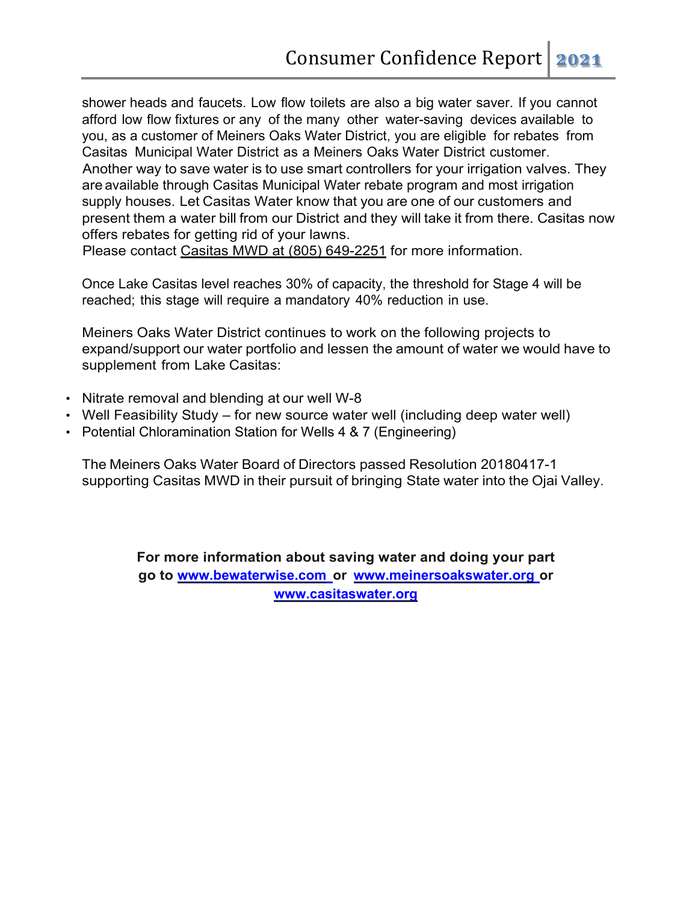shower heads and faucets. Low flow toilets are also a big water saver. If you cannot afford low flow fixtures or any of the many other water-saving devices available to you, as a customer of Meiners Oaks Water District, you are eligible for rebates from Casitas Municipal Water District as a Meiners Oaks Water District customer. Another way to save water is to use smart controllers for your irrigation valves. They are available through Casitas Municipal Water rebate program and most irrigation supply houses. Let Casitas Water know that you are one of our customers and present them a water bill from our District and they will take it from there. Casitas now offers rebates for getting rid of your lawns.
Please contact Casitas MWD at (805) 649-2251 for more information.

Once Lake Casitas level reaches 30% of capacity, the threshold for Stage 4 will be reached; this stage will require a mandatory 40% reduction in use.

Meiners Oaks Water District continues to work on the following projects to expand/support our water portfolio and lessen the amount of water we would have to supplement from Lake Casitas:

- Nitrate removal and blending at our well W-8
- Well Feasibility Study – for new source water well (including deep water well)
- Potential Chloramination Station for Wells 4 & 7 (Engineering)

The Meiners Oaks Water Board of Directors passed Resolution 20180417-1 supporting Casitas MWD in their pursuit of bringing State water into the Ojai Valley.

**For more information about saving water and doing your part go to [www.bewaterwise.com](http://www.bewaterwise.com) or [www.meinersoakswater.org](http://www.meinersoakswater.org) or [www.casitaswater.org](http://www.casitaswater.org)**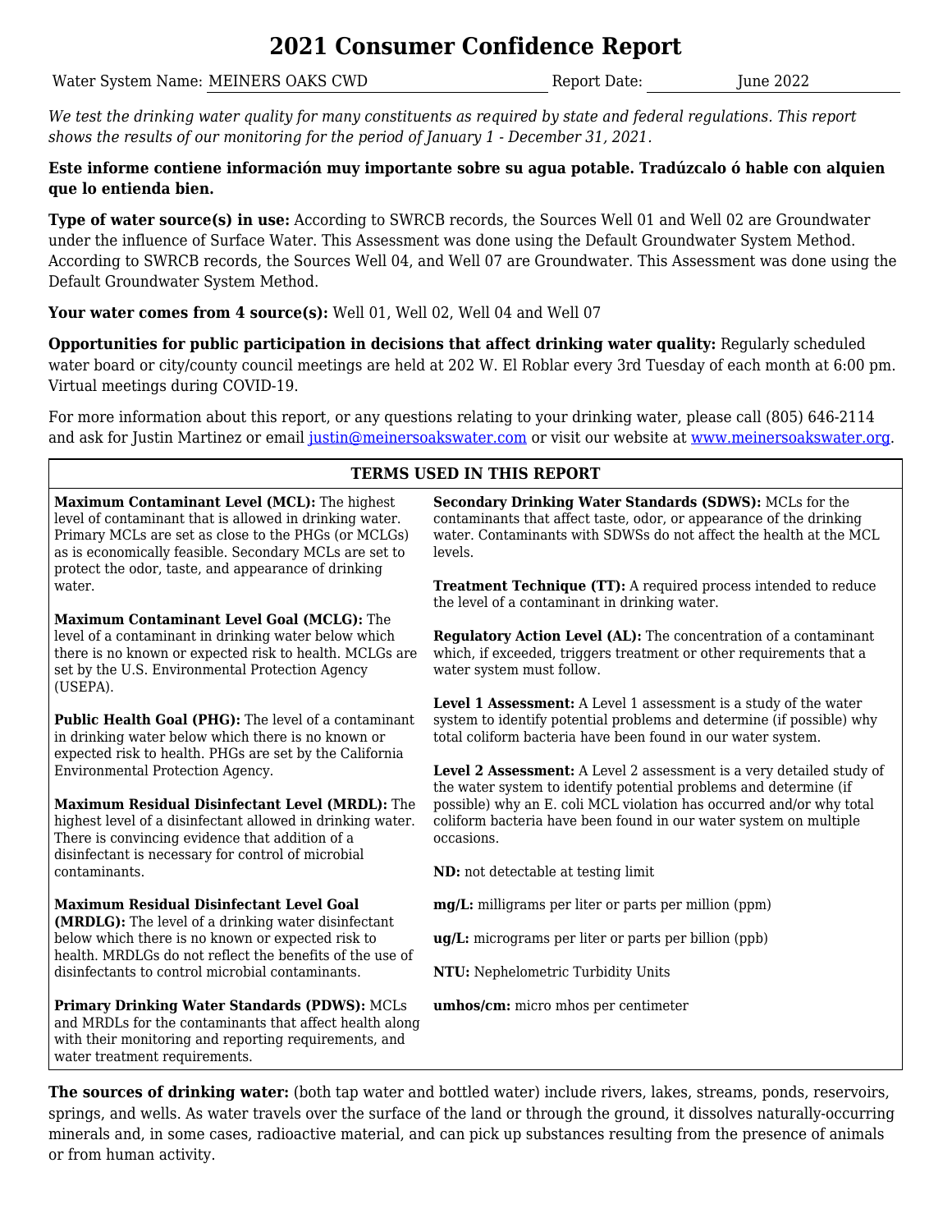# 2021 Consumer Confidence Report

Water System Name: MEINERS OAKS CWD Report Date: June 2022

*We test the drinking water quality for many constituents as required by state and federal regulations. This report shows the results of our monitoring for the period of January 1 - December 31, 2021.*

**Este informe contiene información muy importante sobre su agua potable. Tradúzcalo ó hable con alquien que lo entienda bien.**

**Type of water source(s) in use:** According to SWRCB records, the Sources Well 01 and Well 02 are Groundwater under the influence of Surface Water. This Assessment was done using the Default Groundwater System Method. According to SWRCB records, the Sources Well 04, and Well 07 are Groundwater. This Assessment was done using the Default Groundwater System Method.

**Your water comes from 4 source(s):** Well 01, Well 02, Well 04 and Well 07

**Opportunities for public participation in decisions that affect drinking water quality:** Regularly scheduled water board or city/county council meetings are held at 202 W. El Roblar every 3rd Tuesday of each month at 6:00 pm. Virtual meetings during COVID-19.

For more information about this report, or any questions relating to your drinking water, please call (805) 646-2114 and ask for Justin Martinez or email justin@meinersoakswater.com or visit our website at www.meinersoakswater.org.

## TERMS USED IN THIS REPORT

**Maximum Contaminant Level (MCL):** The highest level of contaminant that is allowed in drinking water. Primary MCLs are set as close to the PHGs (or MCLGs) as is economically feasible. Secondary MCLs are set to protect the odor, taste, and appearance of drinking water.

**Maximum Contaminant Level Goal (MCLG):** The level of a contaminant in drinking water below which there is no known or expected risk to health. MCLGs are set by the U.S. Environmental Protection Agency (USEPA).

**Public Health Goal (PHG):** The level of a contaminant in drinking water below which there is no known or expected risk to health. PHGs are set by the California Environmental Protection Agency.

**Maximum Residual Disinfectant Level (MRDL):** The highest level of a disinfectant allowed in drinking water. There is convincing evidence that addition of a disinfectant is necessary for control of microbial contaminants.

**Maximum Residual Disinfectant Level Goal (MRDLG):** The level of a drinking water disinfectant below which there is no known or expected risk to health. MRDLGs do not reflect the benefits of the use of disinfectants to control microbial contaminants.

**Primary Drinking Water Standards (PDWS):** MCLs and MRDLs for the contaminants that affect health along with their monitoring and reporting requirements, and water treatment requirements.

**Secondary Drinking Water Standards (SDWS):** MCLs for the contaminants that affect taste, odor, or appearance of the drinking water. Contaminants with SDWSs do not affect the health at the MCL levels.

**Treatment Technique (TT):** A required process intended to reduce the level of a contaminant in drinking water.

**Regulatory Action Level (AL):** The concentration of a contaminant which, if exceeded, triggers treatment or other requirements that a water system must follow.

**Level 1 Assessment:** A Level 1 assessment is a study of the water system to identify potential problems and determine (if possible) why total coliform bacteria have been found in our water system.

**Level 2 Assessment:** A Level 2 assessment is a very detailed study of the water system to identify potential problems and determine (if possible) why an E. coli MCL violation has occurred and/or why total coliform bacteria have been found in our water system on multiple occasions.

**ND:** not detectable at testing limit

**mg/L:** milligrams per liter or parts per million (ppm)

**ug/L:** micrograms per liter or parts per billion (ppb)

**NTU:** Nephelometric Turbidity Units

**umhos/cm:** micro mhos per centimeter

**The sources of drinking water:** (both tap water and bottled water) include rivers, lakes, streams, ponds, reservoirs, springs, and wells. As water travels over the surface of the land or through the ground, it dissolves naturally-occurring minerals and, in some cases, radioactive material, and can pick up substances resulting from the presence of animals or from human activity.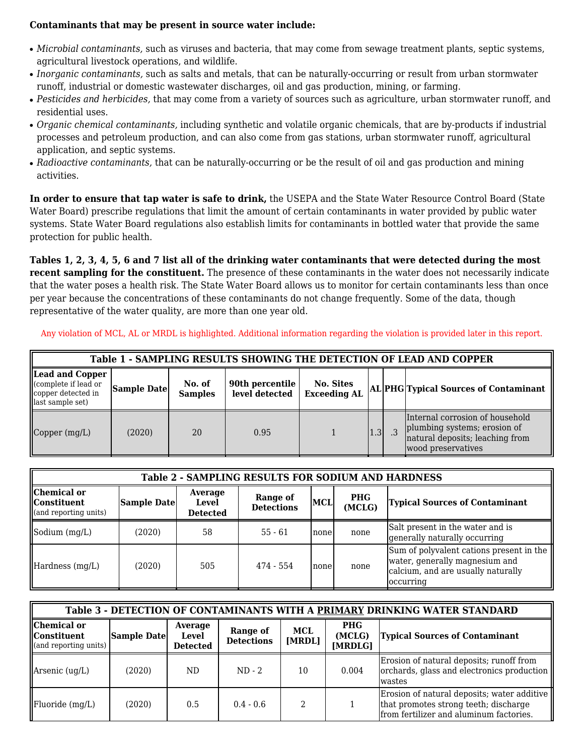**Contaminants that may be present in source water include:**

- *Microbial contaminants,* such as viruses and bacteria, that may come from sewage treatment plants, septic systems, agricultural livestock operations, and wildlife.
- *Inorganic contaminants,* such as salts and metals, that can be naturally-occurring or result from urban stormwater runoff, industrial or domestic wastewater discharges, oil and gas production, mining, or farming.
- *Pesticides and herbicides,* that may come from a variety of sources such as agriculture, urban stormwater runoff, and residential uses.
- *Organic chemical contaminants,* including synthetic and volatile organic chemicals, that are by-products if industrial processes and petroleum production, and can also come from gas stations, urban stormwater runoff, agricultural application, and septic systems.
- *Radioactive contaminants,* that can be naturally-occurring or be the result of oil and gas production and mining activities.

**In order to ensure that tap water is safe to drink,** the USEPA and the State Water Resource Control Board (State Water Board) prescribe regulations that limit the amount of certain contaminants in water provided by public water systems. State Water Board regulations also establish limits for contaminants in bottled water that provide the same protection for public health.

**Tables 1, 2, 3, 4, 5, 6 and 7 list all of the drinking water contaminants that were detected during the most recent sampling for the constituent.** The presence of these contaminants in the water does not necessarily indicate that the water poses a health risk. The State Water Board allows us to monitor for certain contaminants less than once per year because the concentrations of these contaminants do not change frequently. Some of the data, though representative of the water quality, are more than one year old.

Any violation of MCL, AL or MRDL is highlighted. Additional information regarding the violation is provided later in this report.

| **Table 1 - SAMPLING RESULTS SHOWING THE DETECTION OF LEAD AND COPPER** | | | | | | | |
|---|---|---|---|---|---|---|---|
| **Lead and Copper** (complete if lead or copper detected in last sample set) | **Sample Date** | **No. of Samples** | **90th percentile level detected** | **No. Sites Exceeding AL** | **AL** | **PHG** | **Typical Sources of Contaminant** |
| Copper (mg/L) | (2020) | 20 | 0.95 | 1 | 1.3 | .3 | Internal corrosion of household plumbing systems; erosion of natural deposits; leaching from wood preservatives |

| **Table 2 - SAMPLING RESULTS FOR SODIUM AND HARDNESS** | | | | | | |
|---|---|---|---|---|---|---|
| **Chemical or Constituent** (and reporting units) | **Sample Date** | **Average Level Detected** | **Range of Detections** | **MCL** | **PHG (MCLG)** | **Typical Sources of Contaminant** |
| Sodium (mg/L) | (2020) | 58 | 55 - 61 | none | none | Salt present in the water and is generally naturally occurring |
| Hardness (mg/L) | (2020) | 505 | 474 - 554 | none | none | Sum of polyvalent cations present in the water, generally magnesium and calcium, and are usually naturally occurring |

| **Table 3 - DETECTION OF CONTAMINANTS WITH A PRIMARY DRINKING WATER STANDARD** | | | | | | |
|---|---|---|---|---|---|---|
| **Chemical or Constituent** (and reporting units) | **Sample Date** | **Average Level Detected** | **Range of Detections** | **MCL [MRDL]** | **PHG (MCLG) [MRDLG]** | **Typical Sources of Contaminant** |
| Arsenic (ug/L) | (2020) | ND | ND - 2 | 10 | 0.004 | Erosion of natural deposits; runoff from orchards, glass and electronics production wastes |
| Fluoride (mg/L) | (2020) | 0.5 | 0.4 - 0.6 | 2 | 1 | Erosion of natural deposits; water additive that promotes strong teeth; discharge from fertilizer and aluminum factories. |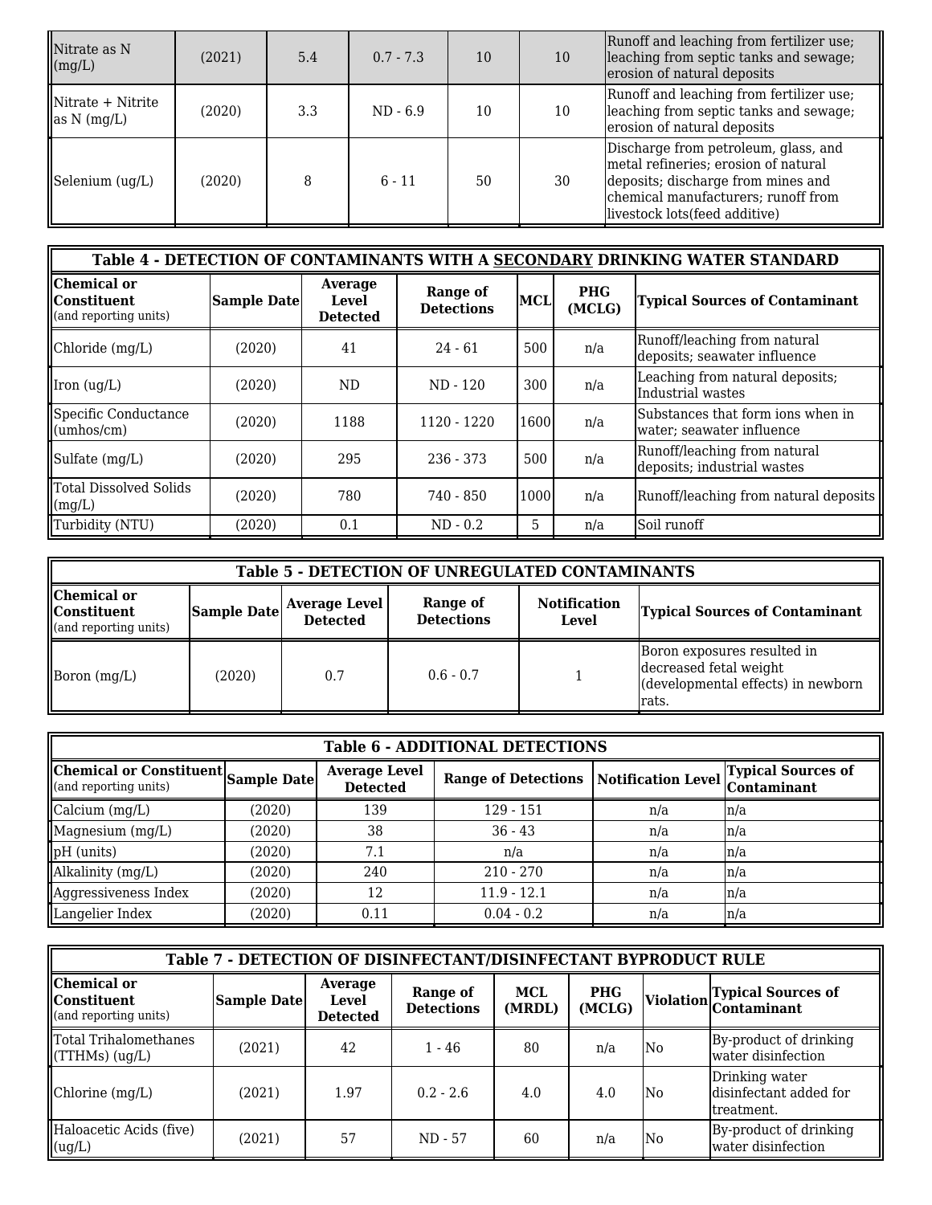| | | | | | | |
|---|---|---|---|---|---|---|
| Nitrate as N (mg/L) | (2021) | 5.4 | 0.7 - 7.3 | 10 | 10 | Runoff and leaching from fertilizer use; leaching from septic tanks and sewage; erosion of natural deposits |
| Nitrate + Nitrite as N (mg/L) | (2020) | 3.3 | ND - 6.9 | 10 | 10 | Runoff and leaching from fertilizer use; leaching from septic tanks and sewage; erosion of natural deposits |
| Selenium (ug/L) | (2020) | 8 | 6 - 11 | 50 | 30 | Discharge from petroleum, glass, and metal refineries; erosion of natural deposits; discharge from mines and chemical manufacturers; runoff from livestock lots(feed additive) |

| Table 4 - DETECTION OF CONTAMINANTS WITH A SECONDARY DRINKING WATER STANDARD | | | | | | |
|---|---|---|---|---|---|---|
| **Chemical or Constituent** (and reporting units) | **Sample Date** | **Average Level Detected** | **Range of Detections** | **MCL** | **PHG (MCLG)** | **Typical Sources of Contaminant** |
| Chloride (mg/L) | (2020) | 41 | 24 - 61 | 500 | n/a | Runoff/leaching from natural deposits; seawater influence |
| Iron (ug/L) | (2020) | ND | ND - 120 | 300 | n/a | Leaching from natural deposits; Industrial wastes |
| Specific Conductance (umhos/cm) | (2020) | 1188 | 1120 - 1220 | 1600 | n/a | Substances that form ions when in water; seawater influence |
| Sulfate (mg/L) | (2020) | 295 | 236 - 373 | 500 | n/a | Runoff/leaching from natural deposits; industrial wastes |
| Total Dissolved Solids (mg/L) | (2020) | 780 | 740 - 850 | 1000 | n/a | Runoff/leaching from natural deposits |
| Turbidity (NTU) | (2020) | 0.1 | ND - 0.2 | 5 | n/a | Soil runoff |

| Table 5 - DETECTION OF UNREGULATED CONTAMINANTS | | | | | |
|---|---|---|---|---|---|
| **Chemical or Constituent** (and reporting units) | **Sample Date** | **Average Level Detected** | **Range of Detections** | **Notification Level** | **Typical Sources of Contaminant** |
| Boron (mg/L) | (2020) | 0.7 | 0.6 - 0.7 | 1 | Boron exposures resulted in decreased fetal weight (developmental effects) in newborn rats. |

| Table 6 - ADDITIONAL DETECTIONS | | | | | |
|---|---|---|---|---|---|
| **Chemical or Constituent** (and reporting units) | **Sample Date** | **Average Level Detected** | **Range of Detections** | **Notification Level** | **Typical Sources of Contaminant** |
| Calcium (mg/L) | (2020) | 139 | 129 - 151 | n/a | n/a |
| Magnesium (mg/L) | (2020) | 38 | 36 - 43 | n/a | n/a |
| pH (units) | (2020) | 7.1 | n/a | n/a | n/a |
| Alkalinity (mg/L) | (2020) | 240 | 210 - 270 | n/a | n/a |
| Aggressiveness Index | (2020) | 12 | 11.9 - 12.1 | n/a | n/a |
| Langelier Index | (2020) | 0.11 | 0.04 - 0.2 | n/a | n/a |

| Table 7 - DETECTION OF DISINFECTANT/DISINFECTANT BYPRODUCT RULE | | | | | | | |
|---|---|---|---|---|---|---|---|
| **Chemical or Constituent** (and reporting units) | **Sample Date** | **Average Level Detected** | **Range of Detections** | **MCL (MRDL)** | **PHG (MCLG)** | **Violation** | **Typical Sources of Contaminant** |
| Total Trihalomethanes (TTHMs) (ug/L) | (2021) | 42 | 1 - 46 | 80 | n/a | No | By-product of drinking water disinfection |
| Chlorine (mg/L) | (2021) | 1.97 | 0.2 - 2.6 | 4.0 | 4.0 | No | Drinking water disinfectant added for treatment. |
| Haloacetic Acids (five) (ug/L) | (2021) | 57 | ND - 57 | 60 | n/a | No | By-product of drinking water disinfection |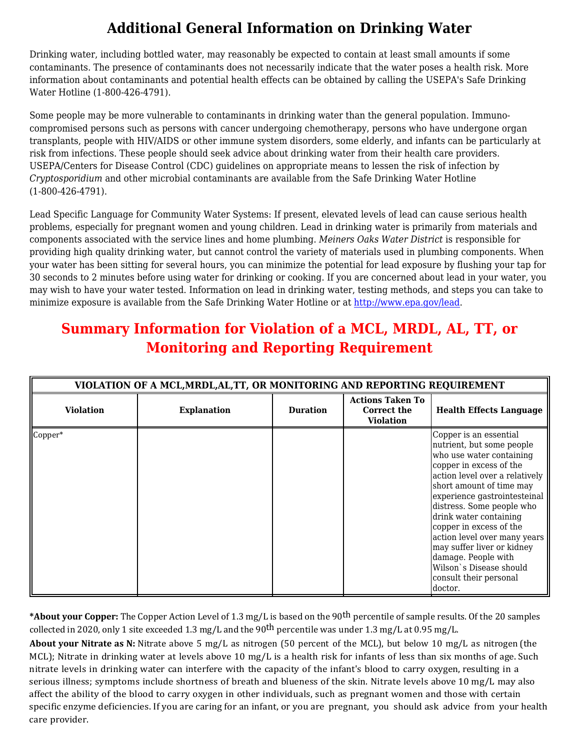# Additional General Information on Drinking Water

Drinking water, including bottled water, may reasonably be expected to contain at least small amounts if some contaminants. The presence of contaminants does not necessarily indicate that the water poses a health risk. More information about contaminants and potential health effects can be obtained by calling the USEPA's Safe Drinking Water Hotline (1-800-426-4791).

Some people may be more vulnerable to contaminants in drinking water than the general population. Immuno-compromised persons such as persons with cancer undergoing chemotherapy, persons who have undergone organ transplants, people with HIV/AIDS or other immune system disorders, some elderly, and infants can be particularly at risk from infections. These people should seek advice about drinking water from their health care providers. USEPA/Centers for Disease Control (CDC) guidelines on appropriate means to lessen the risk of infection by *Cryptosporidium* and other microbial contaminants are available from the Safe Drinking Water Hotline (1-800-426-4791).

Lead Specific Language for Community Water Systems: If present, elevated levels of lead can cause serious health problems, especially for pregnant women and young children. Lead in drinking water is primarily from materials and components associated with the service lines and home plumbing. *Meiners Oaks Water District* is responsible for providing high quality drinking water, but cannot control the variety of materials used in plumbing components. When your water has been sitting for several hours, you can minimize the potential for lead exposure by flushing your tap for 30 seconds to 2 minutes before using water for drinking or cooking. If you are concerned about lead in your water, you may wish to have your water tested. Information on lead in drinking water, testing methods, and steps you can take to minimize exposure is available from the Safe Drinking Water Hotline or at http://www.epa.gov/lead.

## Summary Information for Violation of a MCL, MRDL, AL, TT, or Monitoring and Reporting Requirement

| VIOLATION OF A MCL,MRDL,AL,TT, OR MONITORING AND REPORTING REQUIREMENT | | | | |
|---|---|---|---|---|
| **Violation** | **Explanation** | **Duration** | **Actions Taken To Correct the Violation** | **Health Effects Language** |
| Copper* | | | | Copper is an essential nutrient, but some people who use water containing copper in excess of the action level over a relatively short amount of time may experience gastrointesteinal distress. Some people who drink water containing copper in excess of the action level over many years may suffer liver or kidney damage. People with Wilson`s Disease should consult their personal doctor. |

**\*About your Copper:** The Copper Action Level of 1.3 mg/L is based on the 90$^{th}$ percentile of sample results. Of the 20 samples collected in 2020, only 1 site exceeded 1.3 mg/L and the 90$^{th}$ percentile was under 1.3 mg/L at 0.95 mg/L.

**About your Nitrate as N:** Nitrate above 5 mg/L as nitrogen (50 percent of the MCL), but below 10 mg/L as nitrogen (the MCL); Nitrate in drinking water at levels above 10 mg/L is a health risk for infants of less than six months of age. Such nitrate levels in drinking water can interfere with the capacity of the infant's blood to carry oxygen, resulting in a serious illness; symptoms include shortness of breath and blueness of the skin. Nitrate levels above 10 mg/L may also affect the ability of the blood to carry oxygen in other individuals, such as pregnant women and those with certain specific enzyme deficiencies. If you are caring for an infant, or you are pregnant, you should ask advice from your health care provider.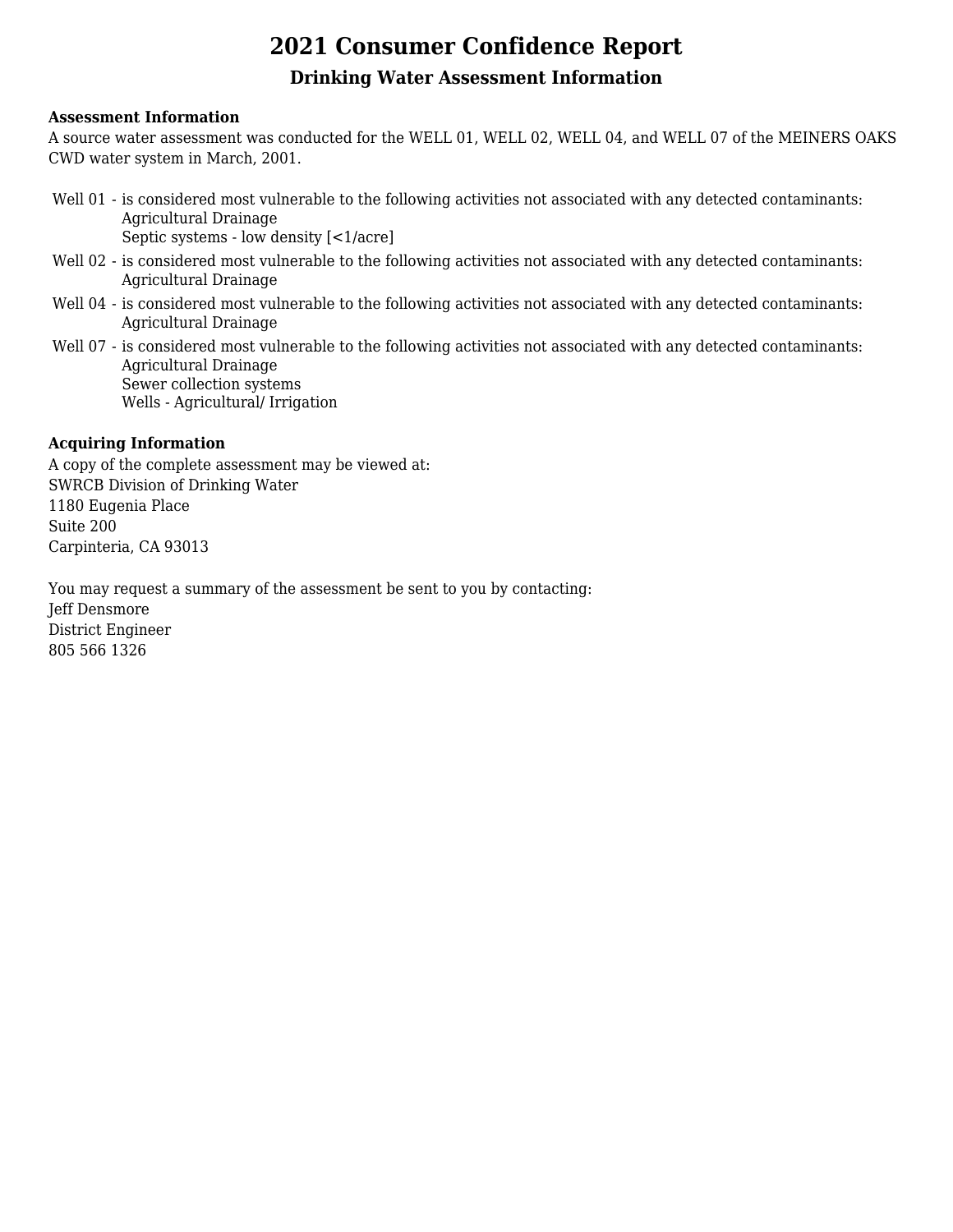# 2021 Consumer Confidence Report

## Drinking Water Assessment Information

**Assessment Information**

A source water assessment was conducted for the WELL 01, WELL 02, WELL 04, and WELL 07 of the MEINERS OAKS CWD water system in March, 2001.

Well 01 - is considered most vulnerable to the following activities not associated with any detected contaminants:
- Agricultural Drainage
- Septic systems - low density [<1/acre]

Well 02 - is considered most vulnerable to the following activities not associated with any detected contaminants:
- Agricultural Drainage

Well 04 - is considered most vulnerable to the following activities not associated with any detected contaminants:
- Agricultural Drainage

Well 07 - is considered most vulnerable to the following activities not associated with any detected contaminants:
- Agricultural Drainage
- Sewer collection systems
- Wells - Agricultural/ Irrigation

**Acquiring Information**

A copy of the complete assessment may be viewed at:
SWRCB Division of Drinking Water
1180 Eugenia Place
Suite 200
Carpinteria, CA 93013

You may request a summary of the assessment be sent to you by contacting:
Jeff Densmore
District Engineer
805 566 1326